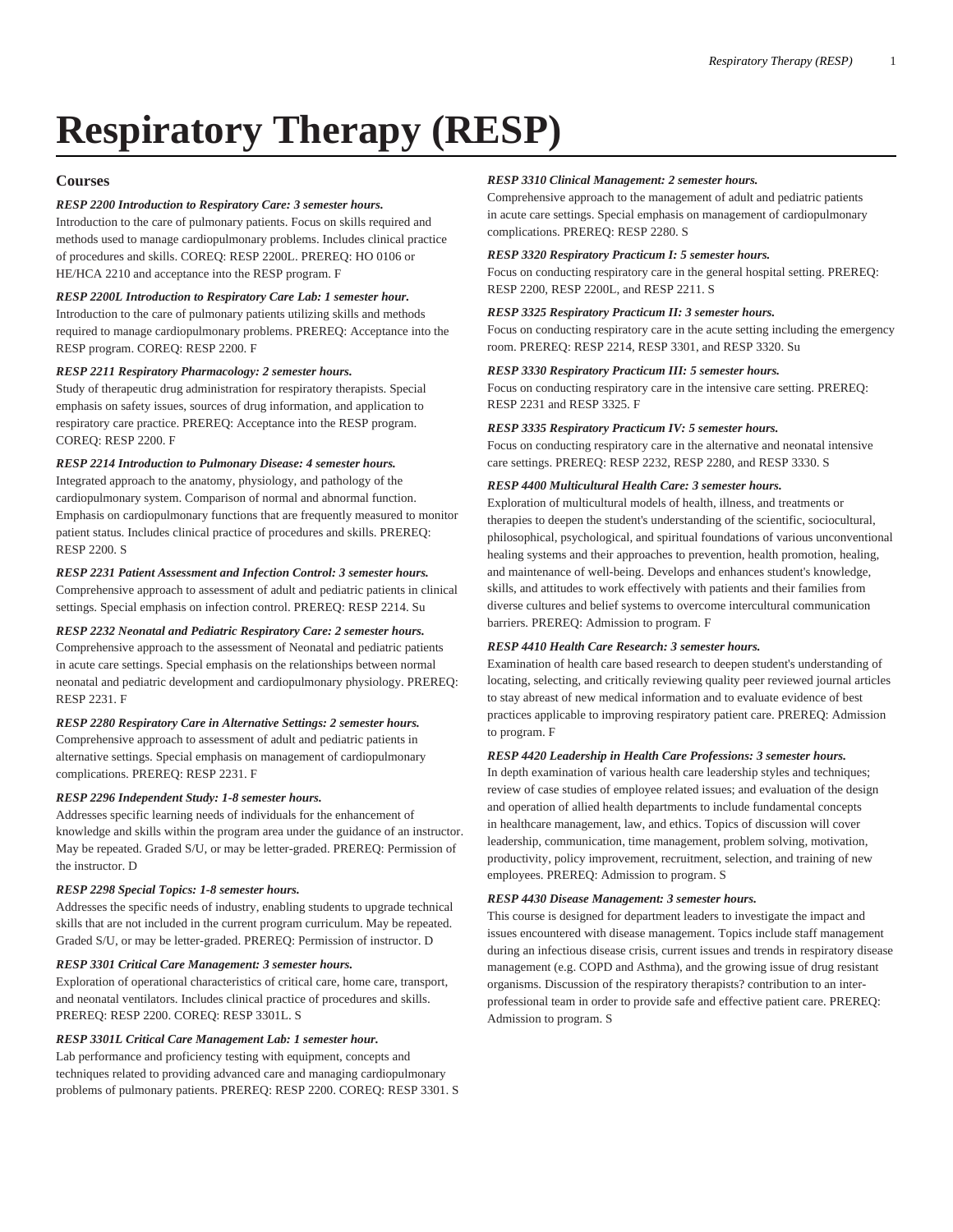# Respiratory Therapy (RESP)

## Courses

***RESP 2200 Introduction to Respiratory Care: 3 semester hours.***
Introduction to the care of pulmonary patients. Focus on skills required and methods used to manage cardiopulmonary problems. Includes clinical practice of procedures and skills. COREQ: RESP 2200L. PREREQ: HO 0106 or HE/HCA 2210 and acceptance into the RESP program. F

***RESP 2200L Introduction to Respiratory Care Lab: 1 semester hour.***
Introduction to the care of pulmonary patients utilizing skills and methods required to manage cardiopulmonary problems. PREREQ: Acceptance into the RESP program. COREQ: RESP 2200. F

***RESP 2211 Respiratory Pharmacology: 2 semester hours.***
Study of therapeutic drug administration for respiratory therapists. Special emphasis on safety issues, sources of drug information, and application to respiratory care practice. PREREQ: Acceptance into the RESP program. COREQ: RESP 2200. F

***RESP 2214 Introduction to Pulmonary Disease: 4 semester hours.***
Integrated approach to the anatomy, physiology, and pathology of the cardiopulmonary system. Comparison of normal and abnormal function. Emphasis on cardiopulmonary functions that are frequently measured to monitor patient status. Includes clinical practice of procedures and skills. PREREQ: RESP 2200. S

***RESP 2231 Patient Assessment and Infection Control: 3 semester hours.***
Comprehensive approach to assessment of adult and pediatric patients in clinical settings. Special emphasis on infection control. PREREQ: RESP 2214. Su

***RESP 2232 Neonatal and Pediatric Respiratory Care: 2 semester hours.***
Comprehensive approach to the assessment of Neonatal and pediatric patients in acute care settings. Special emphasis on the relationships between normal neonatal and pediatric development and cardiopulmonary physiology. PREREQ: RESP 2231. F

***RESP 2280 Respiratory Care in Alternative Settings: 2 semester hours.***
Comprehensive approach to assessment of adult and pediatric patients in alternative settings. Special emphasis on management of cardiopulmonary complications. PREREQ: RESP 2231. F

***RESP 2296 Independent Study: 1-8 semester hours.***
Addresses specific learning needs of individuals for the enhancement of knowledge and skills within the program area under the guidance of an instructor. May be repeated. Graded S/U, or may be letter-graded. PREREQ: Permission of the instructor. D

***RESP 2298 Special Topics: 1-8 semester hours.***
Addresses the specific needs of industry, enabling students to upgrade technical skills that are not included in the current program curriculum. May be repeated. Graded S/U, or may be letter-graded. PREREQ: Permission of instructor. D

***RESP 3301 Critical Care Management: 3 semester hours.***
Exploration of operational characteristics of critical care, home care, transport, and neonatal ventilators. Includes clinical practice of procedures and skills. PREREQ: RESP 2200. COREQ: RESP 3301L. S

***RESP 3301L Critical Care Management Lab: 1 semester hour.***
Lab performance and proficiency testing with equipment, concepts and techniques related to providing advanced care and managing cardiopulmonary problems of pulmonary patients. PREREQ: RESP 2200. COREQ: RESP 3301. S

***RESP 3310 Clinical Management: 2 semester hours.***
Comprehensive approach to the management of adult and pediatric patients in acute care settings. Special emphasis on management of cardiopulmonary complications. PREREQ: RESP 2280. S

***RESP 3320 Respiratory Practicum I: 5 semester hours.***
Focus on conducting respiratory care in the general hospital setting. PREREQ: RESP 2200, RESP 2200L, and RESP 2211. S

***RESP 3325 Respiratory Practicum II: 3 semester hours.***
Focus on conducting respiratory care in the acute setting including the emergency room. PREREQ: RESP 2214, RESP 3301, and RESP 3320. Su

***RESP 3330 Respiratory Practicum III: 5 semester hours.***
Focus on conducting respiratory care in the intensive care setting. PREREQ: RESP 2231 and RESP 3325. F

***RESP 3335 Respiratory Practicum IV: 5 semester hours.***
Focus on conducting respiratory care in the alternative and neonatal intensive care settings. PREREQ: RESP 2232, RESP 2280, and RESP 3330. S

***RESP 4400 Multicultural Health Care: 3 semester hours.***
Exploration of multicultural models of health, illness, and treatments or therapies to deepen the student's understanding of the scientific, sociocultural, philosophical, psychological, and spiritual foundations of various unconventional healing systems and their approaches to prevention, health promotion, healing, and maintenance of well-being. Develops and enhances student's knowledge, skills, and attitudes to work effectively with patients and their families from diverse cultures and belief systems to overcome intercultural communication barriers. PREREQ: Admission to program. F

***RESP 4410 Health Care Research: 3 semester hours.***
Examination of health care based research to deepen student's understanding of locating, selecting, and critically reviewing quality peer reviewed journal articles to stay abreast of new medical information and to evaluate evidence of best practices applicable to improving respiratory patient care. PREREQ: Admission to program. F

***RESP 4420 Leadership in Health Care Professions: 3 semester hours.***
In depth examination of various health care leadership styles and techniques; review of case studies of employee related issues; and evaluation of the design and operation of allied health departments to include fundamental concepts in healthcare management, law, and ethics. Topics of discussion will cover leadership, communication, time management, problem solving, motivation, productivity, policy improvement, recruitment, selection, and training of new employees. PREREQ: Admission to program. S

***RESP 4430 Disease Management: 3 semester hours.***
This course is designed for department leaders to investigate the impact and issues encountered with disease management. Topics include staff management during an infectious disease crisis, current issues and trends in respiratory disease management (e.g. COPD and Asthma), and the growing issue of drug resistant organisms. Discussion of the respiratory therapists? contribution to an inter-professional team in order to provide safe and effective patient care. PREREQ: Admission to program. S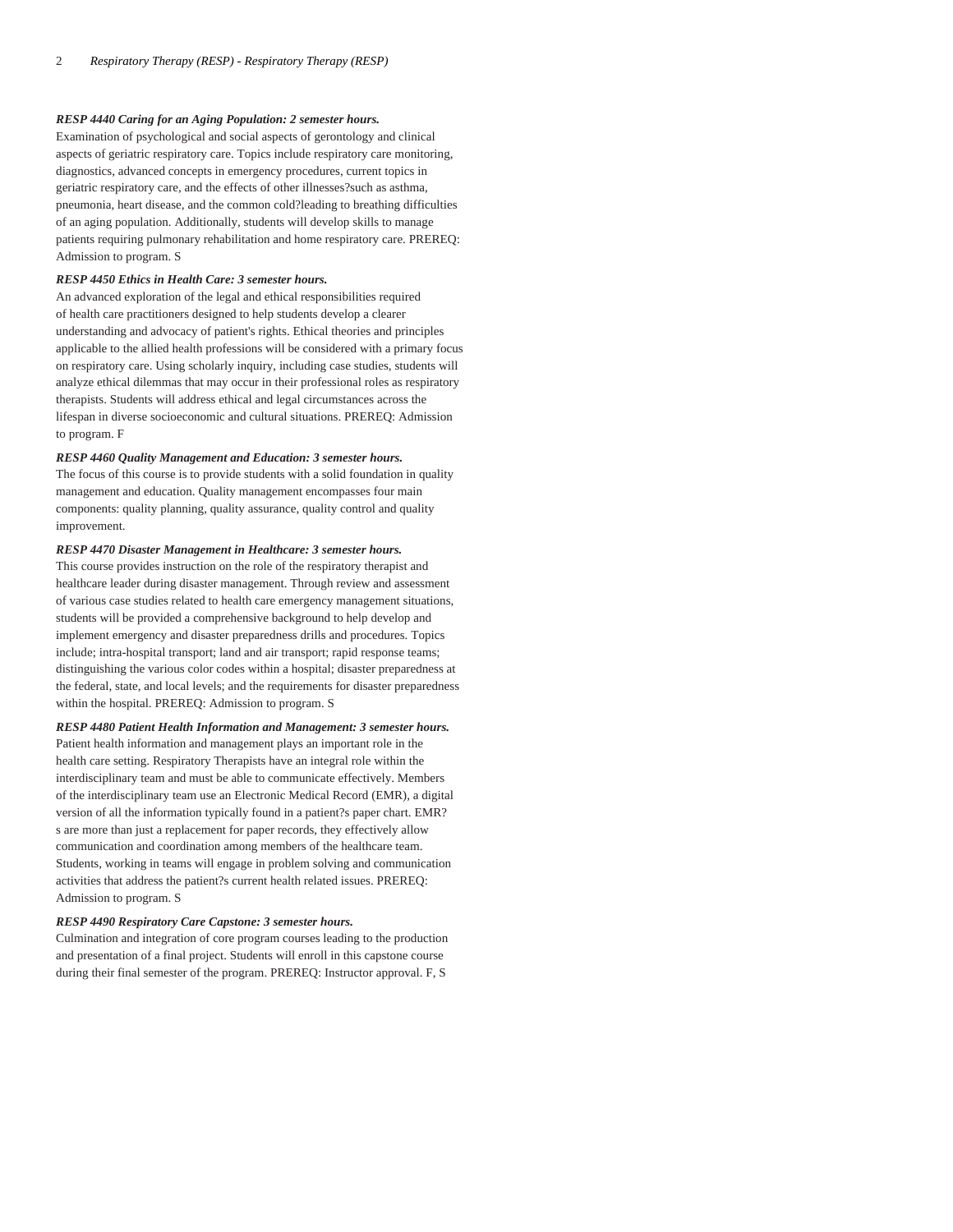***RESP 4440 Caring for an Aging Population: 2 semester hours.***
Examination of psychological and social aspects of gerontology and clinical aspects of geriatric respiratory care. Topics include respiratory care monitoring, diagnostics, advanced concepts in emergency procedures, current topics in geriatric respiratory care, and the effects of other illnesses?such as asthma, pneumonia, heart disease, and the common cold?leading to breathing difficulties of an aging population. Additionally, students will develop skills to manage patients requiring pulmonary rehabilitation and home respiratory care. PREREQ: Admission to program. S

***RESP 4450 Ethics in Health Care: 3 semester hours.***
An advanced exploration of the legal and ethical responsibilities required of health care practitioners designed to help students develop a clearer understanding and advocacy of patient's rights. Ethical theories and principles applicable to the allied health professions will be considered with a primary focus on respiratory care. Using scholarly inquiry, including case studies, students will analyze ethical dilemmas that may occur in their professional roles as respiratory therapists. Students will address ethical and legal circumstances across the lifespan in diverse socioeconomic and cultural situations. PREREQ: Admission to program. F

***RESP 4460 Quality Management and Education: 3 semester hours.***
The focus of this course is to provide students with a solid foundation in quality management and education. Quality management encompasses four main components: quality planning, quality assurance, quality control and quality improvement.

***RESP 4470 Disaster Management in Healthcare: 3 semester hours.***
This course provides instruction on the role of the respiratory therapist and healthcare leader during disaster management. Through review and assessment of various case studies related to health care emergency management situations, students will be provided a comprehensive background to help develop and implement emergency and disaster preparedness drills and procedures. Topics include; intra-hospital transport; land and air transport; rapid response teams; distinguishing the various color codes within a hospital; disaster preparedness at the federal, state, and local levels; and the requirements for disaster preparedness within the hospital. PREREQ: Admission to program. S

***RESP 4480 Patient Health Information and Management: 3 semester hours.***
Patient health information and management plays an important role in the health care setting. Respiratory Therapists have an integral role within the interdisciplinary team and must be able to communicate effectively. Members of the interdisciplinary team use an Electronic Medical Record (EMR), a digital version of all the information typically found in a patient?s paper chart. EMR?s are more than just a replacement for paper records, they effectively allow communication and coordination among members of the healthcare team. Students, working in teams will engage in problem solving and communication activities that address the patient?s current health related issues. PREREQ: Admission to program. S

***RESP 4490 Respiratory Care Capstone: 3 semester hours.***
Culmination and integration of core program courses leading to the production and presentation of a final project. Students will enroll in this capstone course during their final semester of the program. PREREQ: Instructor approval. F, S